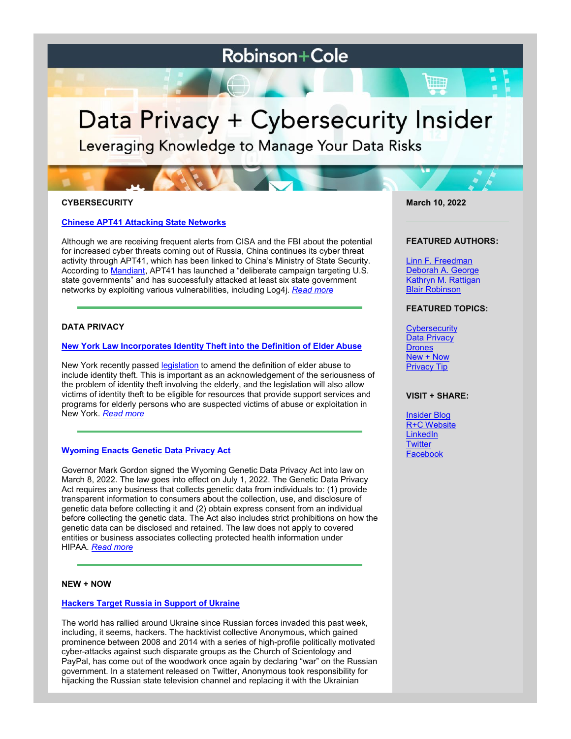# Robinson+Cole

# Data Privacy + Cybersecurity Insider

Leveraging Knowledge to Manage Your Data Risks

March 10, 2022

**FEATURED AUTHORS:**

Linn F. Freedman
Deborah A. George
Kathryn M. Rattigan
Blair Robinson

**FEATURED TOPICS:**

Cybersecurity
Data Privacy
Drones
New + Now
Privacy Tip

**VISIT + SHARE:**

Insider Blog
R+C Website
LinkedIn
Twitter
Facebook

## CYBERSECURITY

### Chinese APT41 Attacking State Networks

Although we are receiving frequent alerts from CISA and the FBI about the potential for increased cyber threats coming out of Russia, China continues its cyber threat activity through APT41, which has been linked to China's Ministry of State Security. According to Mandiant, APT41 has launched a "deliberate campaign targeting U.S. state governments" and has successfully attacked at least six state government networks by exploiting various vulnerabilities, including Log4j. *Read more*

## DATA PRIVACY

### New York Law Incorporates Identity Theft into the Definition of Elder Abuse

New York recently passed legislation to amend the definition of elder abuse to include identity theft. This is important as an acknowledgement of the seriousness of the problem of identity theft involving the elderly, and the legislation will also allow victims of identity theft to be eligible for resources that provide support services and programs for elderly persons who are suspected victims of abuse or exploitation in New York. *Read more*

### Wyoming Enacts Genetic Data Privacy Act

Governor Mark Gordon signed the Wyoming Genetic Data Privacy Act into law on March 8, 2022. The law goes into effect on July 1, 2022. The Genetic Data Privacy Act requires any business that collects genetic data from individuals to: (1) provide transparent information to consumers about the collection, use, and disclosure of genetic data before collecting it and (2) obtain express consent from an individual before collecting the genetic data. The Act also includes strict prohibitions on how the genetic data can be disclosed and retained. The law does not apply to covered entities or business associates collecting protected health information under HIPAA. *Read more*

## NEW + NOW

### Hackers Target Russia in Support of Ukraine

The world has rallied around Ukraine since Russian forces invaded this past week, including, it seems, hackers. The hacktivist collective Anonymous, which gained prominence between 2008 and 2014 with a series of high-profile politically motivated cyber-attacks against such disparate groups as the Church of Scientology and PayPal, has come out of the woodwork once again by declaring "war" on the Russian government. In a statement released on Twitter, Anonymous took responsibility for hijacking the Russian state television channel and replacing it with the Ukrainian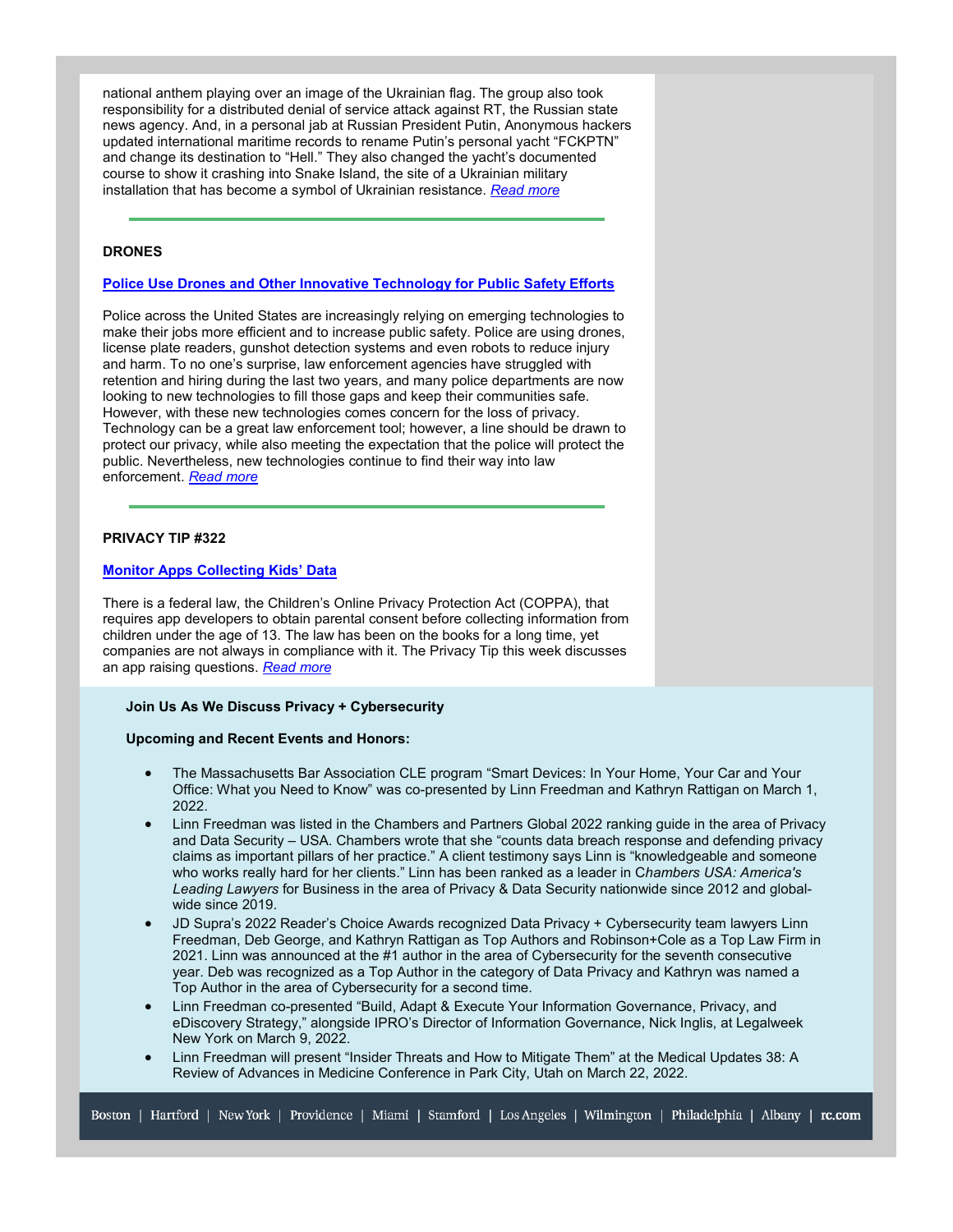national anthem playing over an image of the Ukrainian flag. The group also took responsibility for a distributed denial of service attack against RT, the Russian state news agency. And, in a personal jab at Russian President Putin, Anonymous hackers updated international maritime records to rename Putin's personal yacht "FCKPTN" and change its destination to "Hell." They also changed the yacht's documented course to show it crashing into Snake Island, the site of a Ukrainian military installation that has become a symbol of Ukrainian resistance. *Read more*

---

**DRONES**

**Police Use Drones and Other Innovative Technology for Public Safety Efforts**

Police across the United States are increasingly relying on emerging technologies to make their jobs more efficient and to increase public safety. Police are using drones, license plate readers, gunshot detection systems and even robots to reduce injury and harm. To no one's surprise, law enforcement agencies have struggled with retention and hiring during the last two years, and many police departments are now looking to new technologies to fill those gaps and keep their communities safe. However, with these new technologies comes concern for the loss of privacy. Technology can be a great law enforcement tool; however, a line should be drawn to protect our privacy, while also meeting the expectation that the police will protect the public. Nevertheless, new technologies continue to find their way into law enforcement. *Read more*

---

**PRIVACY TIP #322**

**Monitor Apps Collecting Kids' Data**

There is a federal law, the Children's Online Privacy Protection Act (COPPA), that requires app developers to obtain parental consent before collecting information from children under the age of 13. The law has been on the books for a long time, yet companies are not always in compliance with it. The Privacy Tip this week discusses an app raising questions. *Read more*

**Join Us As We Discuss Privacy + Cybersecurity**

**Upcoming and Recent Events and Honors:**

- The Massachusetts Bar Association CLE program "Smart Devices: In Your Home, Your Car and Your Office: What you Need to Know" was co-presented by Linn Freedman and Kathryn Rattigan on March 1, 2022.
- Linn Freedman was listed in the Chambers and Partners Global 2022 ranking guide in the area of Privacy and Data Security – USA. Chambers wrote that she "counts data breach response and defending privacy claims as important pillars of her practice." A client testimony says Linn is "knowledgeable and someone who works really hard for her clients." Linn has been ranked as a leader in C*hambers USA: America's Leading Lawyers* for Business in the area of Privacy & Data Security nationwide since 2012 and global-wide since 2019.
- JD Supra's 2022 Reader's Choice Awards recognized Data Privacy + Cybersecurity team lawyers Linn Freedman, Deb George, and Kathryn Rattigan as Top Authors and Robinson+Cole as a Top Law Firm in 2021. Linn was announced at the #1 author in the area of Cybersecurity for the seventh consecutive year. Deb was recognized as a Top Author in the category of Data Privacy and Kathryn was named a Top Author in the area of Cybersecurity for a second time.
- Linn Freedman co-presented "Build, Adapt & Execute Your Information Governance, Privacy, and eDiscovery Strategy," alongside IPRO's Director of Information Governance, Nick Inglis, at Legalweek New York on March 9, 2022.
- Linn Freedman will present "Insider Threats and How to Mitigate Them" at the Medical Updates 38: A Review of Advances in Medicine Conference in Park City, Utah on March 22, 2022.

Boston | Hartford | New York | Providence | Miami | Stamford | Los Angeles | Wilmington | Philadelphia | Albany | rc.com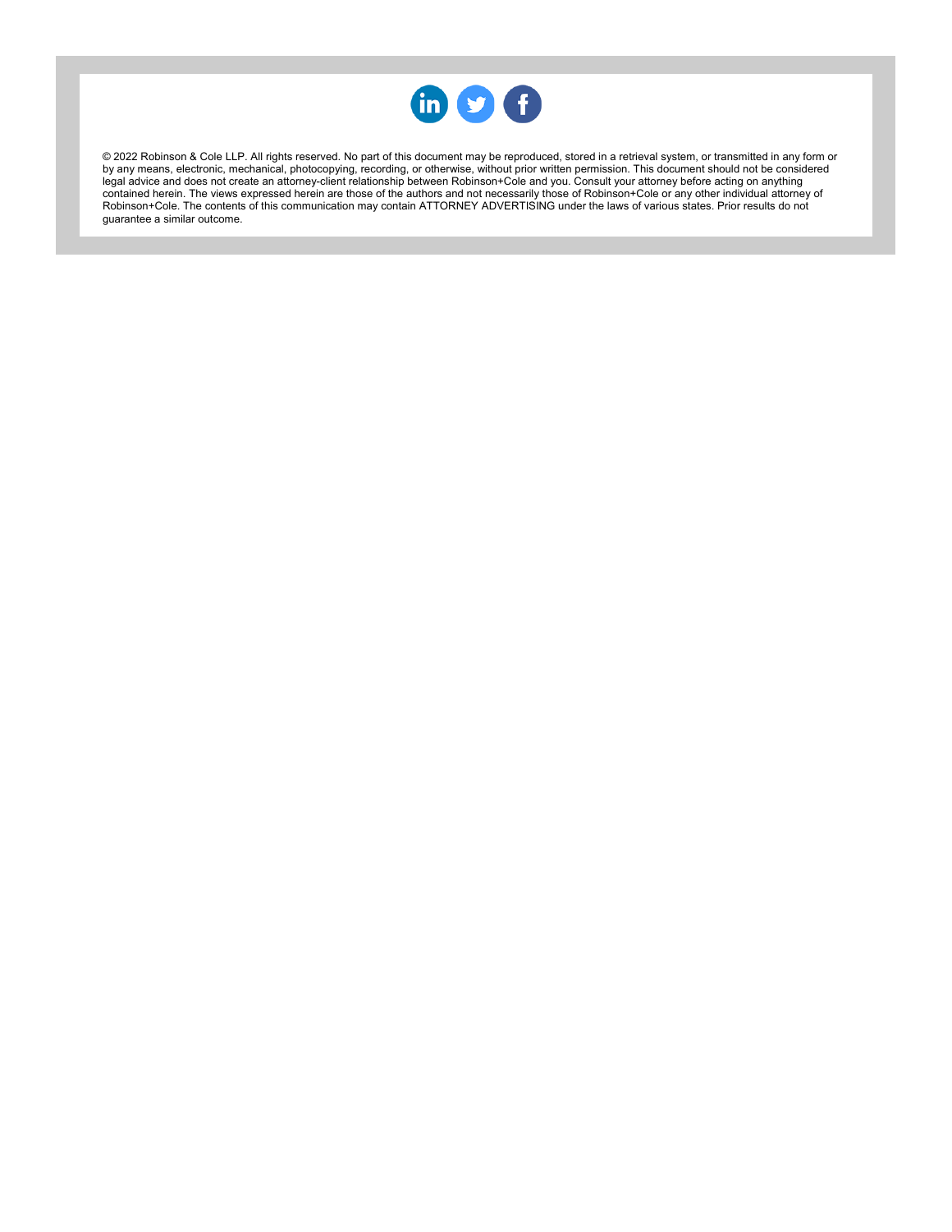© 2022 Robinson & Cole LLP. All rights reserved. No part of this document may be reproduced, stored in a retrieval system, or transmitted in any form or by any means, electronic, mechanical, photocopying, recording, or otherwise, without prior written permission. This document should not be considered legal advice and does not create an attorney-client relationship between Robinson+Cole and you. Consult your attorney before acting on anything contained herein. The views expressed herein are those of the authors and not necessarily those of Robinson+Cole or any other individual attorney of Robinson+Cole. The contents of this communication may contain ATTORNEY ADVERTISING under the laws of various states. Prior results do not guarantee a similar outcome.